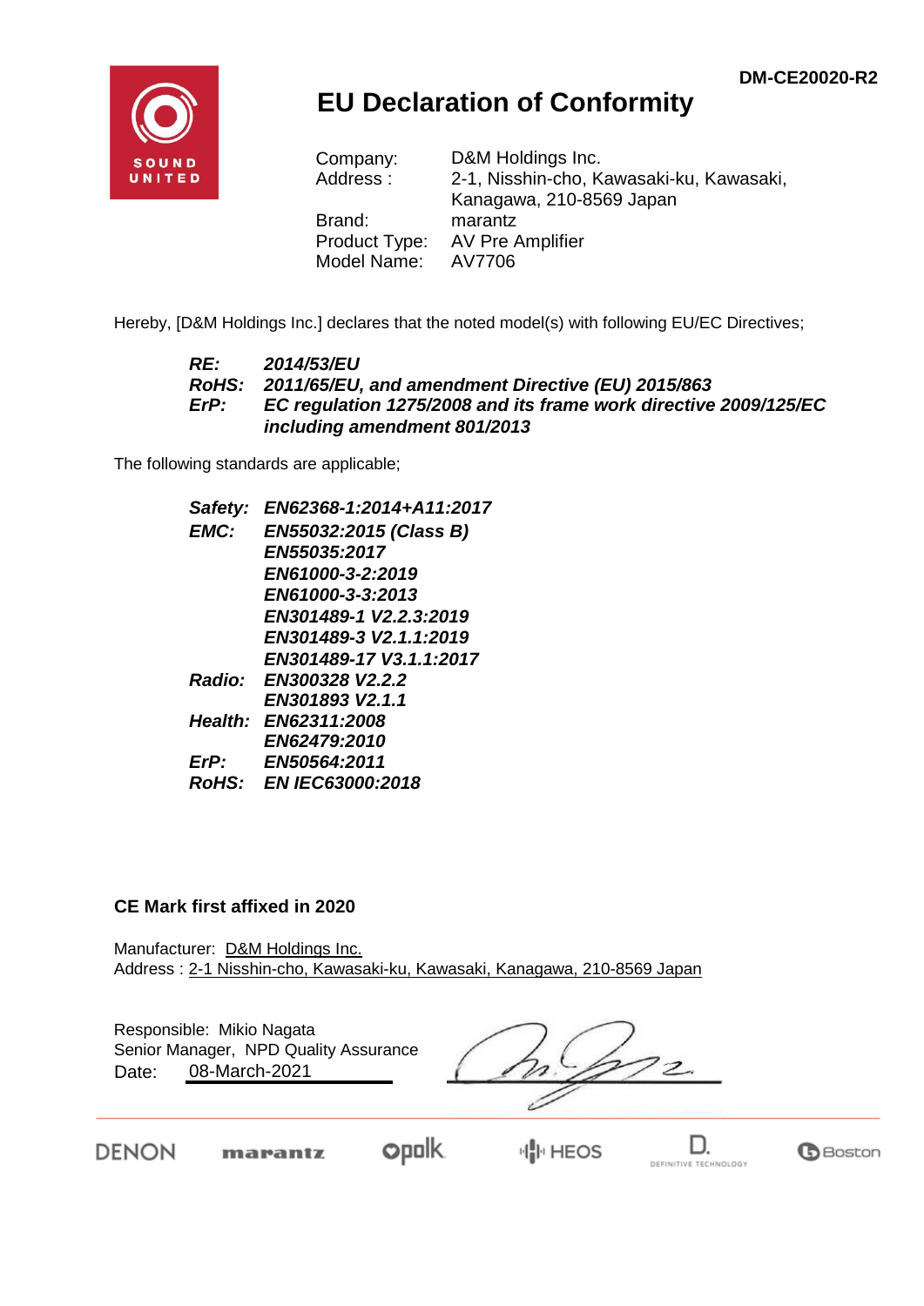DM-CE20020-R2

# EU Declaration of Conformity

| | |
|---|---|
| Company: | D&M Holdings Inc. |
| Address : | 2-1, Nisshin-cho, Kawasaki-ku, Kawasaki, Kanagawa, 210-8569 Japan |
| Brand: | marantz |
| Product Type: | AV Pre Amplifier |
| Model Name: | AV7706 |

Hereby, [D&M Holdings Inc.] declares that the noted model(s) with following EU/EC Directives;

| | |
|---|---|
| ***RE:*** | ***2014/53/EU*** |
| ***RoHS:*** | ***2011/65/EU, and amendment Directive (EU) 2015/863*** |
| ***ErP:*** | ***EC regulation 1275/2008 and its frame work directive 2009/125/EC including amendment 801/2013*** |

The following standards are applicable;

| | |
|---|---|
| ***Safety:*** | ***EN62368-1:2014+A11:2017*** |
| ***EMC:*** | ***EN55032:2015 (Class B)*** |
| | ***EN55035:2017*** |
| | ***EN61000-3-2:2019*** |
| | ***EN61000-3-3:2013*** |
| | ***EN301489-1 V2.2.3:2019*** |
| | ***EN301489-3 V2.1.1:2019*** |
| | ***EN301489-17 V3.1.1:2017*** |
| ***Radio:*** | ***EN300328 V2.2.2*** |
| | ***EN301893 V2.1.1*** |
| ***Health:*** | ***EN62311:2008*** |
| | ***EN62479:2010*** |
| ***ErP:*** | ***EN50564:2011*** |
| ***RoHS:*** | ***EN IEC63000:2018*** |

**CE Mark first affixed in 2020**

Manufacturer: D&M Holdings Inc.
Address : 2-1 Nisshin-cho, Kawasaki-ku, Kawasaki, Kanagawa, 210-8569 Japan

Responsible: Mikio Nagata
Senior Manager, NPD Quality Assurance
Date: 08-March-2021

DENON marantz polk HEOS DEFINITIVE TECHNOLOGY Boston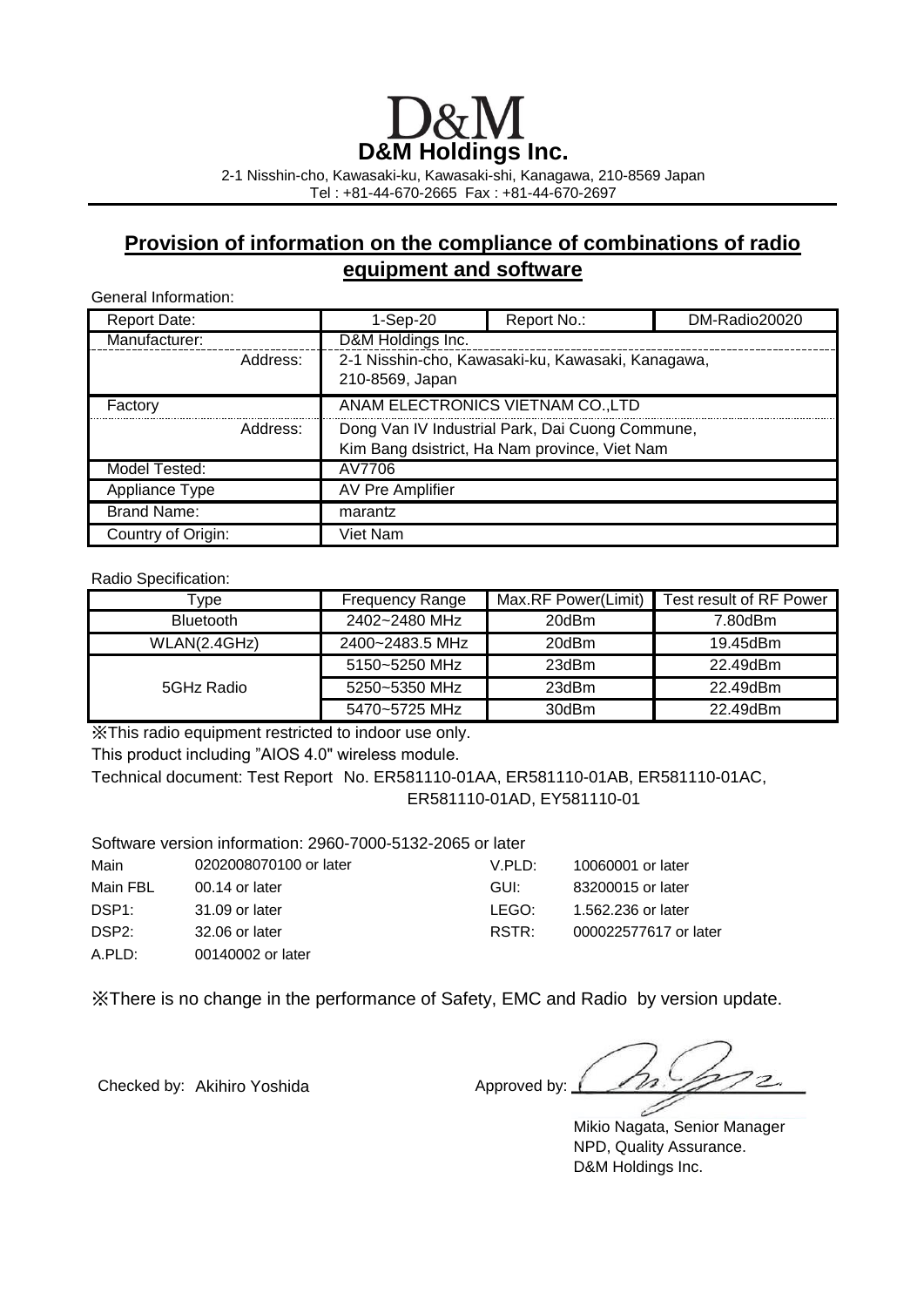D&M
**D&M Holdings Inc.**
2-1 Nisshin-cho, Kawasaki-ku, Kawasaki-shi, Kanagawa, 210-8569 Japan
Tel : +81-44-670-2665 Fax : +81-44-670-2697

# Provision of information on the compliance of combinations of radio equipment and software

General Information:

| | | | |
|---|---|---|---|
| Report Date: | 1-Sep-20 | Report No.: | DM-Radio20020 |
| Manufacturer: | D&M Holdings Inc. | | |
| Address: | 2-1 Nisshin-cho, Kawasaki-ku, Kawasaki, Kanagawa, 210-8569, Japan | | |
| Factory | ANAM ELECTRONICS VIETNAM CO.,LTD | | |
| Address: | Dong Van IV Industrial Park, Dai Cuong Commune, Kim Bang dsistrict, Ha Nam province, Viet Nam | | |
| Model Tested: | AV7706 | | |
| Appliance Type | AV Pre Amplifier | | |
| Brand Name: | marantz | | |
| Country of Origin: | Viet Nam | | |

Radio Specification:

| Type | Frequency Range | Max.RF Power(Limit) | Test result of RF Power |
|---|---|---|---|
| Bluetooth | 2402~2480 MHz | 20dBm | 7.80dBm |
| WLAN(2.4GHz) | 2400~2483.5 MHz | 20dBm | 19.45dBm |
| 5GHz Radio | 5150~5250 MHz | 23dBm | 22.49dBm |
| | 5250~5350 MHz | 23dBm | 22.49dBm |
| | 5470~5725 MHz | 30dBm | 22.49dBm |

※This radio equipment restricted to indoor use only.

This product including "AIOS 4.0" wireless module.

Technical document: Test Report No. ER581110-01AA, ER581110-01AB, ER581110-01AC, ER581110-01AD, EY581110-01

Software version information: 2960-7000-5132-2065 or later

| | | | |
|---|---|---|---|
| Main | 0202008070100 or later | V.PLD: | 10060001 or later |
| Main FBL | 00.14 or later | GUI: | 83200015 or later |
| DSP1: | 31.09 or later | LEGO: | 1.562.236 or later |
| DSP2: | 32.06 or later | RSTR: | 000022577617 or later |
| A.PLD: | 00140002 or later | | |

※There is no change in the performance of Safety, EMC and Radio by version update.

Checked by: Akihiro Yoshida

Approved by:

Mikio Nagata, Senior Manager
NPD, Quality Assurance.
D&M Holdings Inc.